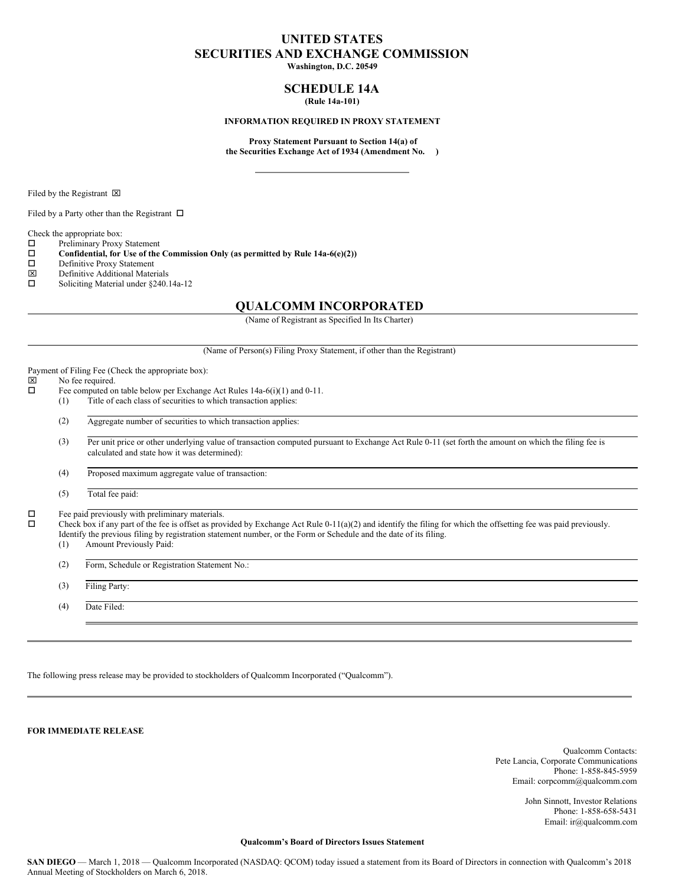# UNITED STATES
# SECURITIES AND EXCHANGE COMMISSION
**Washington, D.C. 20549**

## SCHEDULE 14A
**(Rule 14a-101)**

**INFORMATION REQUIRED IN PROXY STATEMENT**

**Proxy Statement Pursuant to Section 14(a) of the Securities Exchange Act of 1934 (Amendment No. )**

---

Filed by the Registrant ☒

Filed by a Party other than the Registrant ☐

Check the appropriate box:

☐ Preliminary Proxy Statement
☐ **Confidential, for Use of the Commission Only (as permitted by Rule 14a-6(e)(2))**
☐ Definitive Proxy Statement
☒ Definitive Additional Materials
☐ Soliciting Material under §240.14a-12

## QUALCOMM INCORPORATED

(Name of Registrant as Specified In Its Charter)

(Name of Person(s) Filing Proxy Statement, if other than the Registrant)

Payment of Filing Fee (Check the appropriate box):

☒ No fee required.
☐ Fee computed on table below per Exchange Act Rules 14a-6(i)(1) and 0-11.

(1) Title of each class of securities to which transaction applies:

(2) Aggregate number of securities to which transaction applies:

(3) Per unit price or other underlying value of transaction computed pursuant to Exchange Act Rule 0-11 (set forth the amount on which the filing fee is calculated and state how it was determined):

(4) Proposed maximum aggregate value of transaction:

(5) Total fee paid:

☐ Fee paid previously with preliminary materials.
☐ Check box if any part of the fee is offset as provided by Exchange Act Rule 0-11(a)(2) and identify the filing for which the offsetting fee was paid previously. Identify the previous filing by registration statement number, or the Form or Schedule and the date of its filing.

(1) Amount Previously Paid:

(2) Form, Schedule or Registration Statement No.:

(3) Filing Party:

(4) Date Filed:

---

The following press release may be provided to stockholders of Qualcomm Incorporated ("Qualcomm").

---

**FOR IMMEDIATE RELEASE**

Qualcomm Contacts:
Pete Lancia, Corporate Communications
Phone: 1-858-845-5959
Email: corpcomm@qualcomm.com

John Sinnott, Investor Relations
Phone: 1-858-658-5431
Email: ir@qualcomm.com

**Qualcomm's Board of Directors Issues Statement**

**SAN DIEGO** — March 1, 2018 — Qualcomm Incorporated (NASDAQ: QCOM) today issued a statement from its Board of Directors in connection with Qualcomm's 2018 Annual Meeting of Stockholders on March 6, 2018.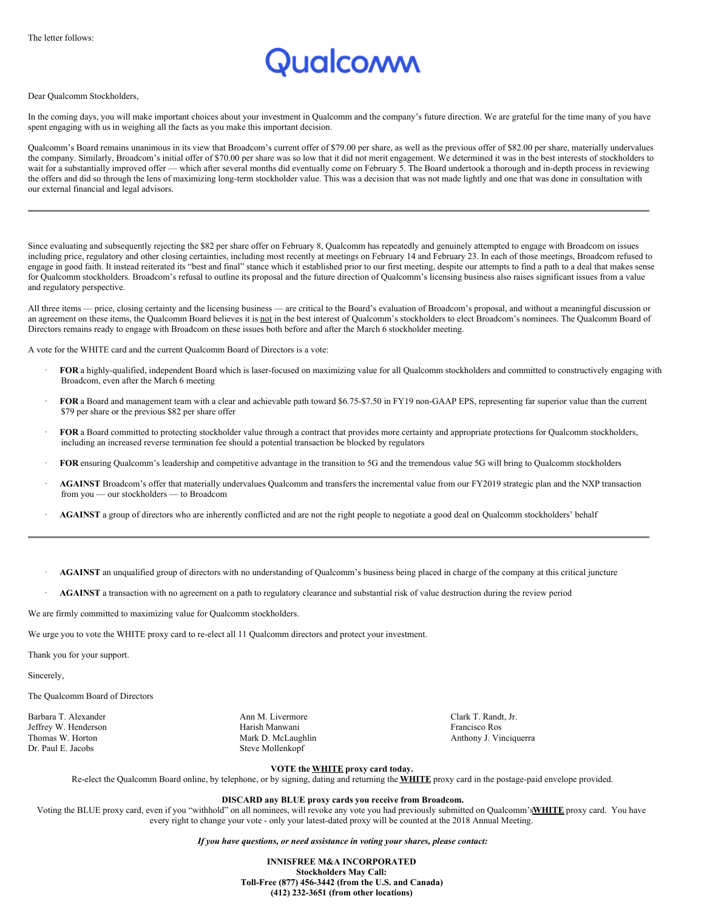The letter follows:

# Qualcomm

Dear Qualcomm Stockholders,

In the coming days, you will make important choices about your investment in Qualcomm and the company's future direction. We are grateful for the time many of you have spent engaging with us in weighing all the facts as you make this important decision.

Qualcomm's Board remains unanimous in its view that Broadcom's current offer of $79.00 per share, as well as the previous offer of $82.00 per share, materially undervalues the company. Similarly, Broadcom's initial offer of $70.00 per share was so low that it did not merit engagement. We determined it was in the best interests of stockholders to wait for a substantially improved offer — which after several months did eventually come on February 5. The Board undertook a thorough and in-depth process in reviewing the offers and did so through the lens of maximizing long-term stockholder value. This was a decision that was not made lightly and one that was done in consultation with our external financial and legal advisors.

---

Since evaluating and subsequently rejecting the $82 per share offer on February 8, Qualcomm has repeatedly and genuinely attempted to engage with Broadcom on issues including price, regulatory and other closing certainties, including most recently at meetings on February 14 and February 23. In each of those meetings, Broadcom refused to engage in good faith. It instead reiterated its "best and final" stance which it established prior to our first meeting, despite our attempts to find a path to a deal that makes sense for Qualcomm stockholders. Broadcom's refusal to outline its proposal and the future direction of Qualcomm's licensing business also raises significant issues from a value and regulatory perspective.

All three items — price, closing certainty and the licensing business — are critical to the Board's evaluation of Broadcom's proposal, and without a meaningful discussion or an agreement on these items, the Qualcomm Board believes it is <u>not</u> in the best interest of Qualcomm's stockholders to elect Broadcom's nominees. The Qualcomm Board of Directors remains ready to engage with Broadcom on these issues both before and after the March 6 stockholder meeting.

A vote for the WHITE card and the current Qualcomm Board of Directors is a vote:

- **FOR** a highly-qualified, independent Board which is laser-focused on maximizing value for all Qualcomm stockholders and committed to constructively engaging with Broadcom, even after the March 6 meeting
- **FOR** a Board and management team with a clear and achievable path toward $6.75-$7.50 in FY19 non-GAAP EPS, representing far superior value than the current $79 per share or the previous $82 per share offer
- **FOR** a Board committed to protecting stockholder value through a contract that provides more certainty and appropriate protections for Qualcomm stockholders, including an increased reverse termination fee should a potential transaction be blocked by regulators
- **FOR** ensuring Qualcomm's leadership and competitive advantage in the transition to 5G and the tremendous value 5G will bring to Qualcomm stockholders
- **AGAINST** Broadcom's offer that materially undervalues Qualcomm and transfers the incremental value from our FY2019 strategic plan and the NXP transaction from you — our stockholders — to Broadcom
- **AGAINST** a group of directors who are inherently conflicted and are not the right people to negotiate a good deal on Qualcomm stockholders' behalf

---

- **AGAINST** an unqualified group of directors with no understanding of Qualcomm's business being placed in charge of the company at this critical juncture
- **AGAINST** a transaction with no agreement on a path to regulatory clearance and substantial risk of value destruction during the review period

We are firmly committed to maximizing value for Qualcomm stockholders.

We urge you to vote the WHITE proxy card to re-elect all 11 Qualcomm directors and protect your investment.

Thank you for your support.

Sincerely,

The Qualcomm Board of Directors

Barbara T. Alexander
Jeffrey W. Henderson
Thomas W. Horton
Dr. Paul E. Jacobs
Ann M. Livermore
Harish Manwani
Mark D. McLaughlin
Steve Mollenkopf
Clark T. Randt, Jr.
Francisco Ros
Anthony J. Vinciquerra

**VOTE the <u>WHITE</u> proxy card today.**
Re-elect the Qualcomm Board online, by telephone, or by signing, dating and returning the **<u>WHITE</u>** proxy card in the postage-paid envelope provided.

**DISCARD any BLUE proxy cards you receive from Broadcom.**
Voting the BLUE proxy card, even if you "withhold" on all nominees, will revoke any vote you had previously submitted on Qualcomm's **<u>WHITE</u>** proxy card. You have every right to change your vote - only your latest-dated proxy will be counted at the 2018 Annual Meeting.

***If you have questions, or need assistance in voting your shares, please contact:***

**INNISFREE M&A INCORPORATED**
**Stockholders May Call:**
**Toll-Free (877) 456-3442 (from the U.S. and Canada)**
**(412) 232-3651 (from other locations)**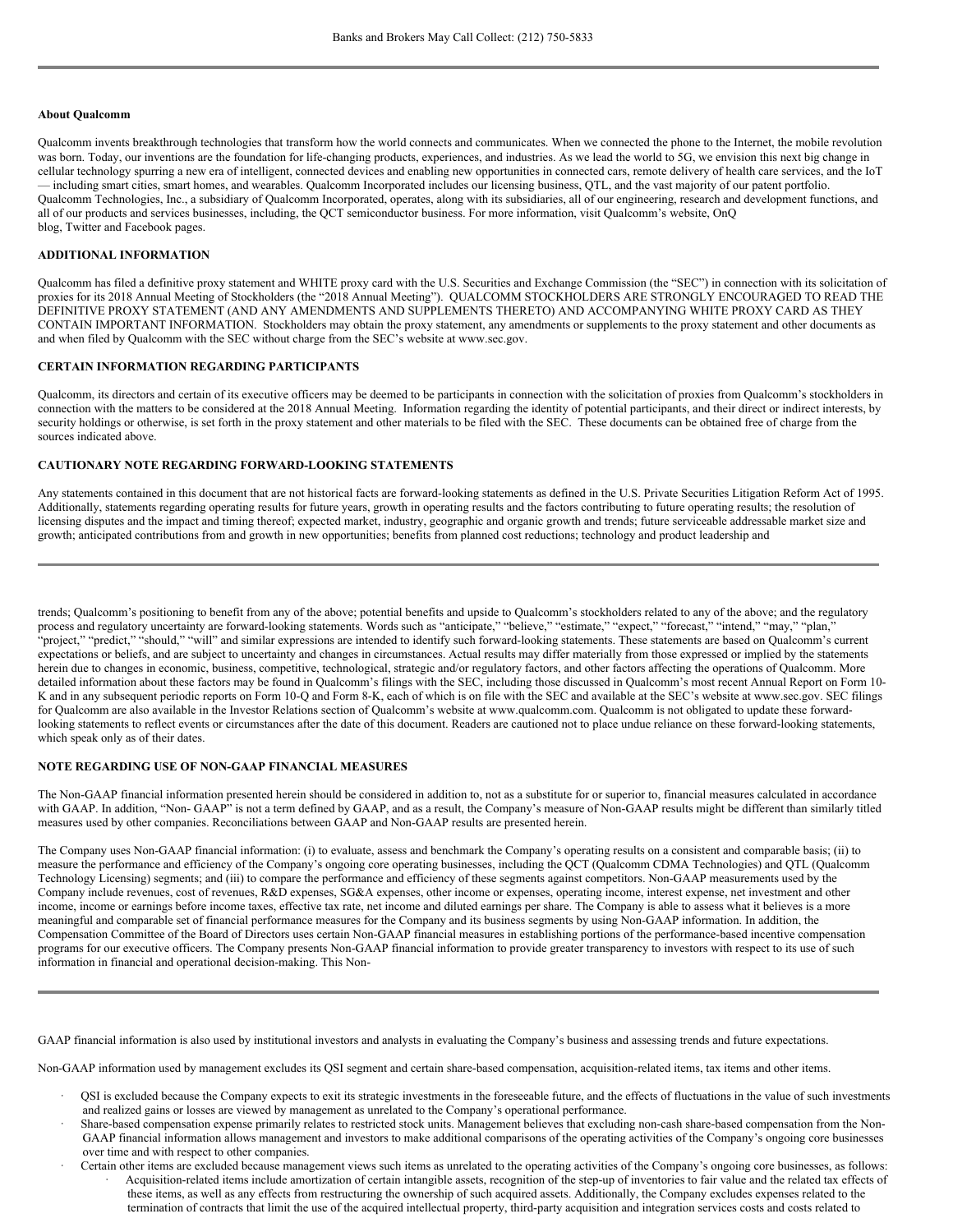Banks and Brokers May Call Collect: (212) 750-5833

**About Qualcomm**

Qualcomm invents breakthrough technologies that transform how the world connects and communicates. When we connected the phone to the Internet, the mobile revolution was born. Today, our inventions are the foundation for life-changing products, experiences, and industries. As we lead the world to 5G, we envision this next big change in cellular technology spurring a new era of intelligent, connected devices and enabling new opportunities in connected cars, remote delivery of health care services, and the IoT — including smart cities, smart homes, and wearables. Qualcomm Incorporated includes our licensing business, QTL, and the vast majority of our patent portfolio. Qualcomm Technologies, Inc., a subsidiary of Qualcomm Incorporated, operates, along with its subsidiaries, all of our engineering, research and development functions, and all of our products and services businesses, including, the QCT semiconductor business. For more information, visit Qualcomm's website, OnQ blog, Twitter and Facebook pages.

**ADDITIONAL INFORMATION**

Qualcomm has filed a definitive proxy statement and WHITE proxy card with the U.S. Securities and Exchange Commission (the "SEC") in connection with its solicitation of proxies for its 2018 Annual Meeting of Stockholders (the "2018 Annual Meeting"). QUALCOMM STOCKHOLDERS ARE STRONGLY ENCOURAGED TO READ THE DEFINITIVE PROXY STATEMENT (AND ANY AMENDMENTS AND SUPPLEMENTS THERETO) AND ACCOMPANYING WHITE PROXY CARD AS THEY CONTAIN IMPORTANT INFORMATION. Stockholders may obtain the proxy statement, any amendments or supplements to the proxy statement and other documents as and when filed by Qualcomm with the SEC without charge from the SEC's website at www.sec.gov.

**CERTAIN INFORMATION REGARDING PARTICIPANTS**

Qualcomm, its directors and certain of its executive officers may be deemed to be participants in connection with the solicitation of proxies from Qualcomm's stockholders in connection with the matters to be considered at the 2018 Annual Meeting. Information regarding the identity of potential participants, and their direct or indirect interests, by security holdings or otherwise, is set forth in the proxy statement and other materials to be filed with the SEC. These documents can be obtained free of charge from the sources indicated above.

**CAUTIONARY NOTE REGARDING FORWARD-LOOKING STATEMENTS**

Any statements contained in this document that are not historical facts are forward-looking statements as defined in the U.S. Private Securities Litigation Reform Act of 1995. Additionally, statements regarding operating results for future years, growth in operating results and the factors contributing to future operating results; the resolution of licensing disputes and the impact and timing thereof; expected market, industry, geographic and organic growth and trends; future serviceable addressable market size and growth; anticipated contributions from and growth in new opportunities; benefits from planned cost reductions; technology and product leadership and trends; Qualcomm's positioning to benefit from any of the above; potential benefits and upside to Qualcomm's stockholders related to any of the above; and the regulatory process and regulatory uncertainty are forward-looking statements. Words such as "anticipate," "believe," "estimate," "expect," "forecast," "intend," "may," "plan," "project," "predict," "should," "will" and similar expressions are intended to identify such forward-looking statements. These statements are based on Qualcomm's current expectations or beliefs, and are subject to uncertainty and changes in circumstances. Actual results may differ materially from those expressed or implied by the statements herein due to changes in economic, business, competitive, technological, strategic and/or regulatory factors, and other factors affecting the operations of Qualcomm. More detailed information about these factors may be found in Qualcomm's filings with the SEC, including those discussed in Qualcomm's most recent Annual Report on Form 10-K and in any subsequent periodic reports on Form 10-Q and Form 8-K, each of which is on file with the SEC and available at the SEC's website at www.sec.gov. SEC filings for Qualcomm are also available in the Investor Relations section of Qualcomm's website at www.qualcomm.com. Qualcomm is not obligated to update these forward-looking statements to reflect events or circumstances after the date of this document. Readers are cautioned not to place undue reliance on these forward-looking statements, which speak only as of their dates.

**NOTE REGARDING USE OF NON-GAAP FINANCIAL MEASURES**

The Non-GAAP financial information presented herein should be considered in addition to, not as a substitute for or superior to, financial measures calculated in accordance with GAAP. In addition, "Non- GAAP" is not a term defined by GAAP, and as a result, the Company's measure of Non-GAAP results might be different than similarly titled measures used by other companies. Reconciliations between GAAP and Non-GAAP results are presented herein.

The Company uses Non-GAAP financial information: (i) to evaluate, assess and benchmark the Company's operating results on a consistent and comparable basis; (ii) to measure the performance and efficiency of the Company's ongoing core operating businesses, including the QCT (Qualcomm CDMA Technologies) and QTL (Qualcomm Technology Licensing) segments; and (iii) to compare the performance and efficiency of these segments against competitors. Non-GAAP measurements used by the Company include revenues, cost of revenues, R&D expenses, SG&A expenses, other income or expenses, operating income, interest expense, net investment and other income, income or earnings before income taxes, effective tax rate, net income and diluted earnings per share. The Company is able to assess what it believes is a more meaningful and comparable set of financial performance measures for the Company and its business segments by using Non-GAAP information. In addition, the Compensation Committee of the Board of Directors uses certain Non-GAAP financial measures in establishing portions of the performance-based incentive compensation programs for our executive officers. The Company presents Non-GAAP financial information to provide greater transparency to investors with respect to its use of such information in financial and operational decision-making. This Non-GAAP financial information is also used by institutional investors and analysts in evaluating the Company's business and assessing trends and future expectations.

Non-GAAP information used by management excludes its QSI segment and certain share-based compensation, acquisition-related items, tax items and other items.

- QSI is excluded because the Company expects to exit its strategic investments in the foreseeable future, and the effects of fluctuations in the value of such investments and realized gains or losses are viewed by management as unrelated to the Company's operational performance.
- Share-based compensation expense primarily relates to restricted stock units. Management believes that excluding non-cash share-based compensation from the Non-GAAP financial information allows management and investors to make additional comparisons of the operating activities of the Company's ongoing core businesses over time and with respect to other companies.
- Certain other items are excluded because management views such items as unrelated to the operating activities of the Company's ongoing core businesses, as follows:
    - Acquisition-related items include amortization of certain intangible assets, recognition of the step-up of inventories to fair value and the related tax effects of these items, as well as any effects from restructuring the ownership of such acquired assets. Additionally, the Company excludes expenses related to the termination of contracts that limit the use of the acquired intellectual property, third-party acquisition and integration services costs and costs related to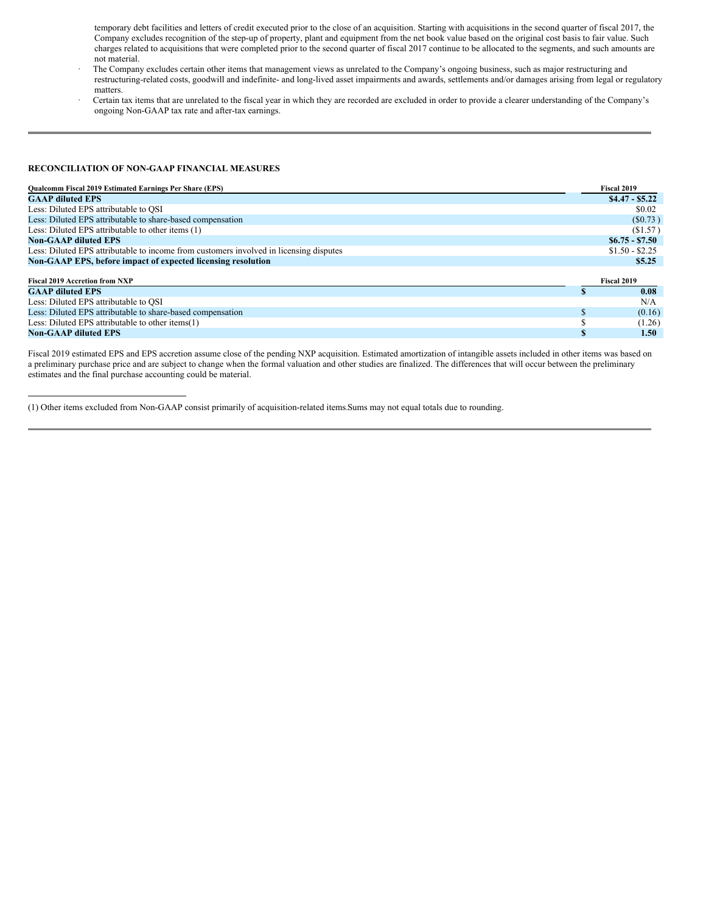temporary debt facilities and letters of credit executed prior to the close of an acquisition. Starting with acquisitions in the second quarter of fiscal 2017, the Company excludes recognition of the step-up of property, plant and equipment from the net book value based on the original cost basis to fair value. Such charges related to acquisitions that were completed prior to the second quarter of fiscal 2017 continue to be allocated to the segments, and such amounts are not material.

- The Company excludes certain other items that management views as unrelated to the Company's ongoing business, such as major restructuring and restructuring-related costs, goodwill and indefinite- and long-lived asset impairments and awards, settlements and/or damages arising from legal or regulatory matters.
- Certain tax items that are unrelated to the fiscal year in which they are recorded are excluded in order to provide a clearer understanding of the Company's ongoing Non-GAAP tax rate and after-tax earnings.

**RECONCILIATION OF NON-GAAP FINANCIAL MEASURES**

| Qualcomm Fiscal 2019 Estimated Earnings Per Share (EPS) | Fiscal 2019 |
|---|---|
| **GAAP diluted EPS** | **$4.47 - $5.22** |
| Less: Diluted EPS attributable to QSI | $0.02 |
| Less: Diluted EPS attributable to share-based compensation | ($0.73 ) |
| Less: Diluted EPS attributable to other items (1) | ($1.57 ) |
| **Non-GAAP diluted EPS** | **$6.75 - $7.50** |
| Less: Diluted EPS attributable to income from customers involved in licensing disputes | $1.50 - $2.25 |
| **Non-GAAP EPS, before impact of expected licensing resolution** | **$5.25** |

| Fiscal 2019 Accretion from NXP | | Fiscal 2019 |
|---|---|---|
| **GAAP diluted EPS** | **$** | **0.08** |
| Less: Diluted EPS attributable to QSI | | N/A |
| Less: Diluted EPS attributable to share-based compensation | $ | (0.16) |
| Less: Diluted EPS attributable to other items(1) | $ | (1.26) |
| **Non-GAAP diluted EPS** | **$** | **1.50** |

Fiscal 2019 estimated EPS and EPS accretion assume close of the pending NXP acquisition. Estimated amortization of intangible assets included in other items was based on a preliminary purchase price and are subject to change when the formal valuation and other studies are finalized. The differences that will occur between the preliminary estimates and the final purchase accounting could be material.

(1) Other items excluded from Non-GAAP consist primarily of acquisition-related items.Sums may not equal totals due to rounding.